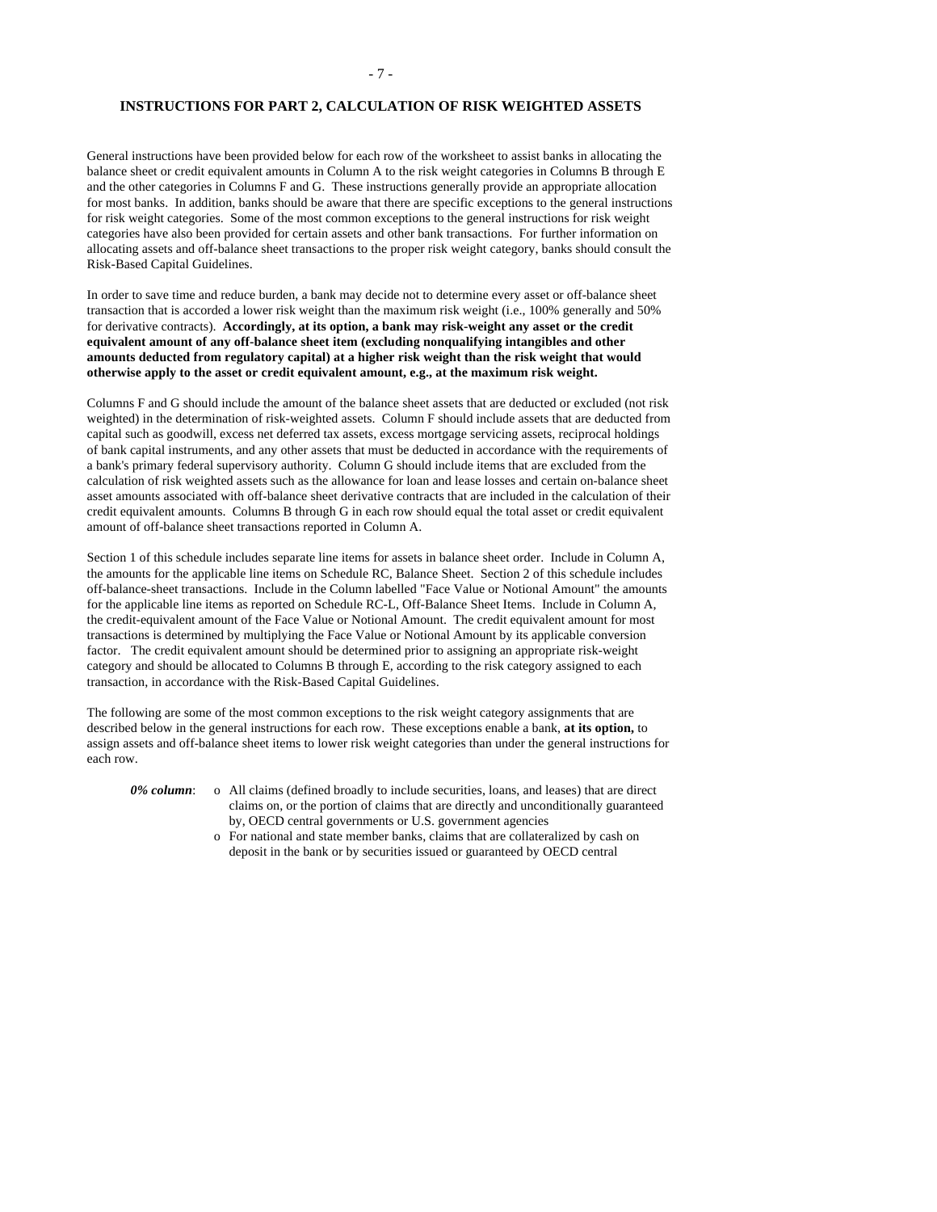## INSTRUCTIONS FOR PART 2, CALCULATION OF RISK WEIGHTED ASSETS

General instructions have been provided below for each row of the worksheet to assist banks in allocating the balance sheet or credit equivalent amounts in Column A to the risk weight categories in Columns B through E and the other categories in Columns F and G. These instructions generally provide an appropriate allocation for most banks. In addition, banks should be aware that there are specific exceptions to the general instructions for risk weight categories. Some of the most common exceptions to the general instructions for risk weight categories have also been provided for certain assets and other bank transactions. For further information on allocating assets and off-balance sheet transactions to the proper risk weight category, banks should consult the Risk-Based Capital Guidelines.

In order to save time and reduce burden, a bank may decide not to determine every asset or off-balance sheet transaction that is accorded a lower risk weight than the maximum risk weight (i.e., 100% generally and 50% for derivative contracts). **Accordingly, at its option, a bank may risk-weight any asset or the credit equivalent amount of any off-balance sheet item (excluding nonqualifying intangibles and other amounts deducted from regulatory capital) at a higher risk weight than the risk weight that would otherwise apply to the asset or credit equivalent amount, e.g., at the maximum risk weight.**

Columns F and G should include the amount of the balance sheet assets that are deducted or excluded (not risk weighted) in the determination of risk-weighted assets. Column F should include assets that are deducted from capital such as goodwill, excess net deferred tax assets, excess mortgage servicing assets, reciprocal holdings of bank capital instruments, and any other assets that must be deducted in accordance with the requirements of a bank's primary federal supervisory authority. Column G should include items that are excluded from the calculation of risk weighted assets such as the allowance for loan and lease losses and certain on-balance sheet asset amounts associated with off-balance sheet derivative contracts that are included in the calculation of their credit equivalent amounts. Columns B through G in each row should equal the total asset or credit equivalent amount of off-balance sheet transactions reported in Column A.

Section 1 of this schedule includes separate line items for assets in balance sheet order. Include in Column A, the amounts for the applicable line items on Schedule RC, Balance Sheet. Section 2 of this schedule includes off-balance-sheet transactions. Include in the Column labelled "Face Value or Notional Amount" the amounts for the applicable line items as reported on Schedule RC-L, Off-Balance Sheet Items. Include in Column A, the credit-equivalent amount of the Face Value or Notional Amount. The credit equivalent amount for most transactions is determined by multiplying the Face Value or Notional Amount by its applicable conversion factor. The credit equivalent amount should be determined prior to assigning an appropriate risk-weight category and should be allocated to Columns B through E, according to the risk category assigned to each transaction, in accordance with the Risk-Based Capital Guidelines.

The following are some of the most common exceptions to the risk weight category assignments that are described below in the general instructions for each row. These exceptions enable a bank, **at its option,** to assign assets and off-balance sheet items to lower risk weight categories than under the general instructions for each row.

***0% column***:

- o All claims (defined broadly to include securities, loans, and leases) that are direct claims on, or the portion of claims that are directly and unconditionally guaranteed by, OECD central governments or U.S. government agencies
- o For national and state member banks, claims that are collateralized by cash on deposit in the bank or by securities issued or guaranteed by OECD central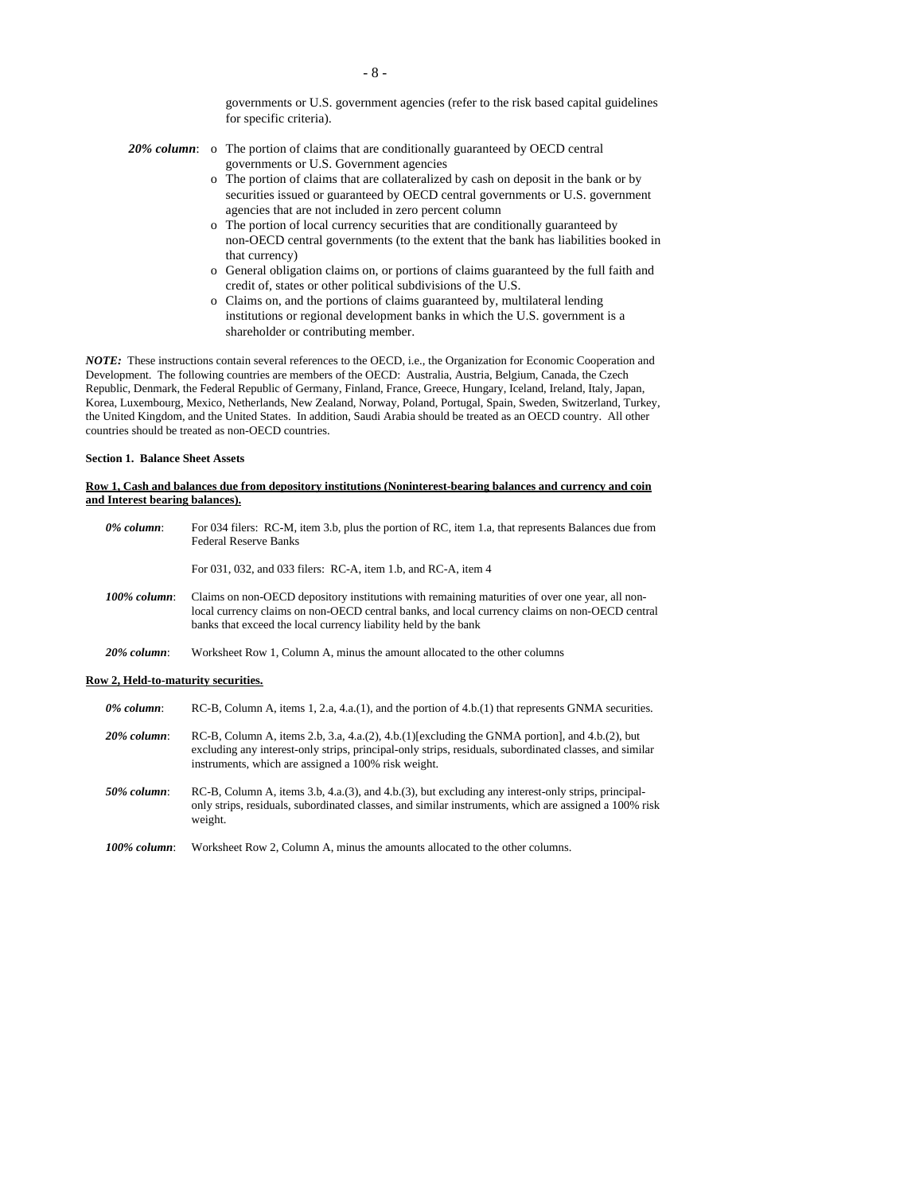governments or U.S. government agencies (refer to the risk based capital guidelines for specific criteria).

***20% column***:
- o The portion of claims that are conditionally guaranteed by OECD central governments or U.S. Government agencies
- o The portion of claims that are collateralized by cash on deposit in the bank or by securities issued or guaranteed by OECD central governments or U.S. government agencies that are not included in zero percent column
- o The portion of local currency securities that are conditionally guaranteed by non-OECD central governments (to the extent that the bank has liabilities booked in that currency)
- o General obligation claims on, or portions of claims guaranteed by the full faith and credit of, states or other political subdivisions of the U.S.
- o Claims on, and the portions of claims guaranteed by, multilateral lending institutions or regional development banks in which the U.S. government is a shareholder or contributing member.

***NOTE:*** These instructions contain several references to the OECD, i.e., the Organization for Economic Cooperation and Development. The following countries are members of the OECD: Australia, Austria, Belgium, Canada, the Czech Republic, Denmark, the Federal Republic of Germany, Finland, France, Greece, Hungary, Iceland, Ireland, Italy, Japan, Korea, Luxembourg, Mexico, Netherlands, New Zealand, Norway, Poland, Portugal, Spain, Sweden, Switzerland, Turkey, the United Kingdom, and the United States. In addition, Saudi Arabia should be treated as an OECD country. All other countries should be treated as non-OECD countries.

**Section 1. Balance Sheet Assets**

**Row 1, Cash and balances due from depository institutions (Noninterest-bearing balances and currency and coin and Interest bearing balances).**

***0% column***: For 034 filers: RC-M, item 3.b, plus the portion of RC, item 1.a, that represents Balances due from Federal Reserve Banks

For 031, 032, and 033 filers: RC-A, item 1.b, and RC-A, item 4

***100% column***: Claims on non-OECD depository institutions with remaining maturities of over one year, all non-local currency claims on non-OECD central banks, and local currency claims on non-OECD central banks that exceed the local currency liability held by the bank

***20% column***: Worksheet Row 1, Column A, minus the amount allocated to the other columns

**Row 2, Held-to-maturity securities.**

***0% column***: RC-B, Column A, items 1, 2.a, 4.a.(1), and the portion of 4.b.(1) that represents GNMA securities.

***20% column***: RC-B, Column A, items 2.b, 3.a, 4.a.(2), 4.b.(1)[excluding the GNMA portion], and 4.b.(2), but excluding any interest-only strips, principal-only strips, residuals, subordinated classes, and similar instruments, which are assigned a 100% risk weight.

***50% column***: RC-B, Column A, items 3.b, 4.a.(3), and 4.b.(3), but excluding any interest-only strips, principal-only strips, residuals, subordinated classes, and similar instruments, which are assigned a 100% risk weight.

***100% column***: Worksheet Row 2, Column A, minus the amounts allocated to the other columns.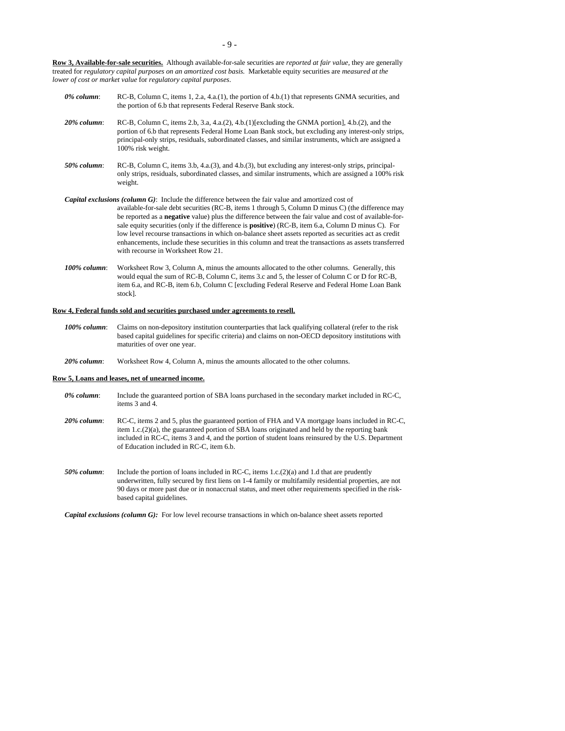**Row 3, Available-for-sale securities.** Although available-for-sale securities are *reported at fair value*, they are generally treated for *regulatory capital purposes on an amortized cost basis.* Marketable equity securities are *measured at the lower of cost or market value* for *regulatory capital purposes*.

***0% column***: RC-B, Column C, items 1, 2.a, 4.a.(1), the portion of 4.b.(1) that represents GNMA securities, and the portion of 6.b that represents Federal Reserve Bank stock.

***20% column***: RC-B, Column C, items 2.b, 3.a, 4.a.(2), 4.b.(1)[excluding the GNMA portion], 4.b.(2), and the portion of 6.b that represents Federal Home Loan Bank stock, but excluding any interest-only strips, principal-only strips, residuals, subordinated classes, and similar instruments, which are assigned a 100% risk weight.

***50% column***: RC-B, Column C, items 3.b, 4.a.(3), and 4.b.(3), but excluding any interest-only strips, principal-only strips, residuals, subordinated classes, and similar instruments, which are assigned a 100% risk weight.

***Capital exclusions (column G)***: Include the difference between the fair value and amortized cost of available-for-sale debt securities (RC-B, items 1 through 5, Column D minus C) (the difference may be reported as a **negative** value) plus the difference between the fair value and cost of available-for-sale equity securities (only if the difference is **positive**) (RC-B, item 6.a, Column D minus C). For low level recourse transactions in which on-balance sheet assets reported as securities act as credit enhancements, include these securities in this column and treat the transactions as assets transferred with recourse in Worksheet Row 21.

***100% column***: Worksheet Row 3, Column A, minus the amounts allocated to the other columns. Generally, this would equal the sum of RC-B, Column C, items 3.c and 5, the lesser of Column C or D for RC-B, item 6.a, and RC-B, item 6.b, Column C [excluding Federal Reserve and Federal Home Loan Bank stock].

**Row 4, Federal funds sold and securities purchased under agreements to resell.**

***100% column***: Claims on non-depository institution counterparties that lack qualifying collateral (refer to the risk based capital guidelines for specific criteria) and claims on non-OECD depository institutions with maturities of over one year.

***20% column***: Worksheet Row 4, Column A, minus the amounts allocated to the other columns.

**Row 5, Loans and leases, net of unearned income.**

***0% column***: Include the guaranteed portion of SBA loans purchased in the secondary market included in RC-C, items 3 and 4.

***20% column***: RC-C, items 2 and 5, plus the guaranteed portion of FHA and VA mortgage loans included in RC-C, item 1.c.(2)(a), the guaranteed portion of SBA loans originated and held by the reporting bank included in RC-C, items 3 and 4, and the portion of student loans reinsured by the U.S. Department of Education included in RC-C, item 6.b.

***50% column***: Include the portion of loans included in RC-C, items 1.c.(2)(a) and 1.d that are prudently underwritten, fully secured by first liens on 1-4 family or multifamily residential properties, are not 90 days or more past due or in nonaccrual status, and meet other requirements specified in the risk-based capital guidelines.

***Capital exclusions (column G):*** For low level recourse transactions in which on-balance sheet assets reported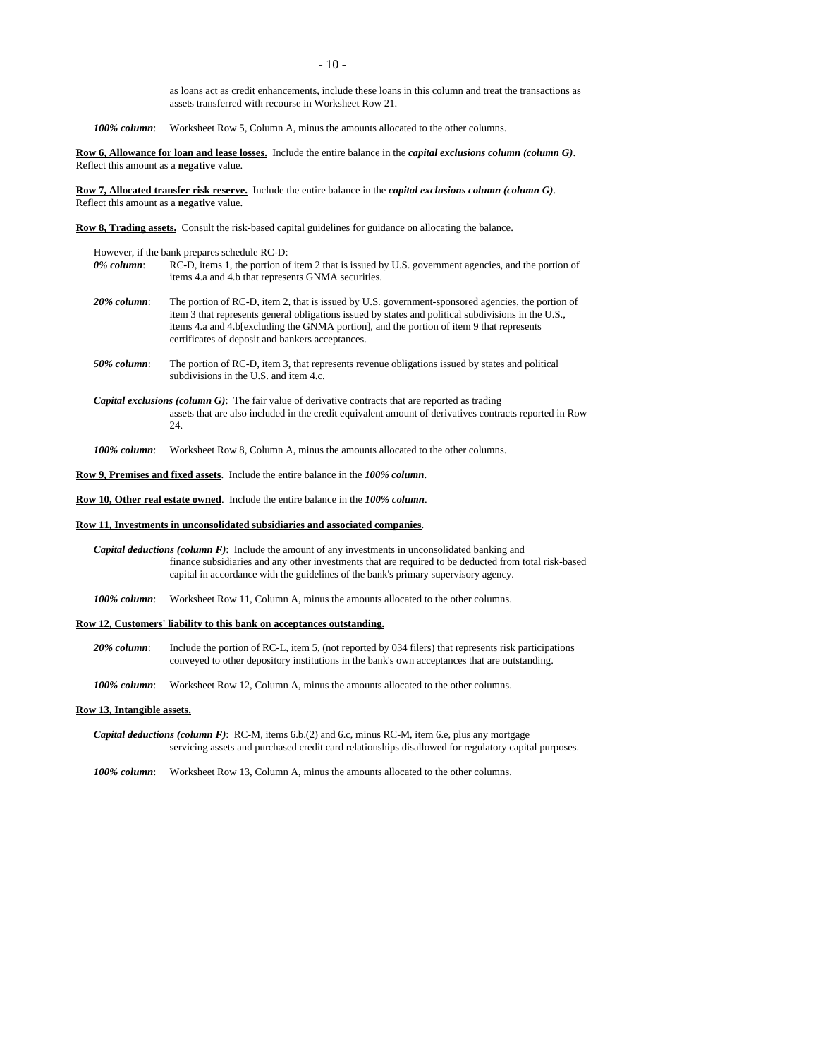as loans act as credit enhancements, include these loans in this column and treat the transactions as assets transferred with recourse in Worksheet Row 21.

***100% column***: Worksheet Row 5, Column A, minus the amounts allocated to the other columns.

**Row 6, Allowance for loan and lease losses.** Include the entire balance in the ***capital exclusions column (column G)***. Reflect this amount as a **negative** value.

**Row 7, Allocated transfer risk reserve.** Include the entire balance in the ***capital exclusions column (column G)***. Reflect this amount as a **negative** value.

**Row 8, Trading assets.** Consult the risk-based capital guidelines for guidance on allocating the balance.

However, if the bank prepares schedule RC-D:

***0% column***: RC-D, items 1, the portion of item 2 that is issued by U.S. government agencies, and the portion of items 4.a and 4.b that represents GNMA securities.

***20% column***: The portion of RC-D, item 2, that is issued by U.S. government-sponsored agencies, the portion of item 3 that represents general obligations issued by states and political subdivisions in the U.S., items 4.a and 4.b[excluding the GNMA portion], and the portion of item 9 that represents certificates of deposit and bankers acceptances.

***50% column***: The portion of RC-D, item 3, that represents revenue obligations issued by states and political subdivisions in the U.S. and item 4.c.

***Capital exclusions (column G)***: The fair value of derivative contracts that are reported as trading assets that are also included in the credit equivalent amount of derivatives contracts reported in Row 24.

***100% column***: Worksheet Row 8, Column A, minus the amounts allocated to the other columns.

**Row 9, Premises and fixed assets**. Include the entire balance in the ***100% column***.

**Row 10, Other real estate owned**. Include the entire balance in the ***100% column***.

**Row 11, Investments in unconsolidated subsidiaries and associated companies**.

***Capital deductions (column F)***: Include the amount of any investments in unconsolidated banking and finance subsidiaries and any other investments that are required to be deducted from total risk-based capital in accordance with the guidelines of the bank's primary supervisory agency.

***100% column***: Worksheet Row 11, Column A, minus the amounts allocated to the other columns.

**Row 12, Customers' liability to this bank on acceptances outstanding.**

***20% column***: Include the portion of RC-L, item 5, (not reported by 034 filers) that represents risk participations conveyed to other depository institutions in the bank's own acceptances that are outstanding.

***100% column***: Worksheet Row 12, Column A, minus the amounts allocated to the other columns.

**Row 13, Intangible assets.**

***Capital deductions (column F)***: RC-M, items 6.b.(2) and 6.c, minus RC-M, item 6.e, plus any mortgage servicing assets and purchased credit card relationships disallowed for regulatory capital purposes.

***100% column***: Worksheet Row 13, Column A, minus the amounts allocated to the other columns.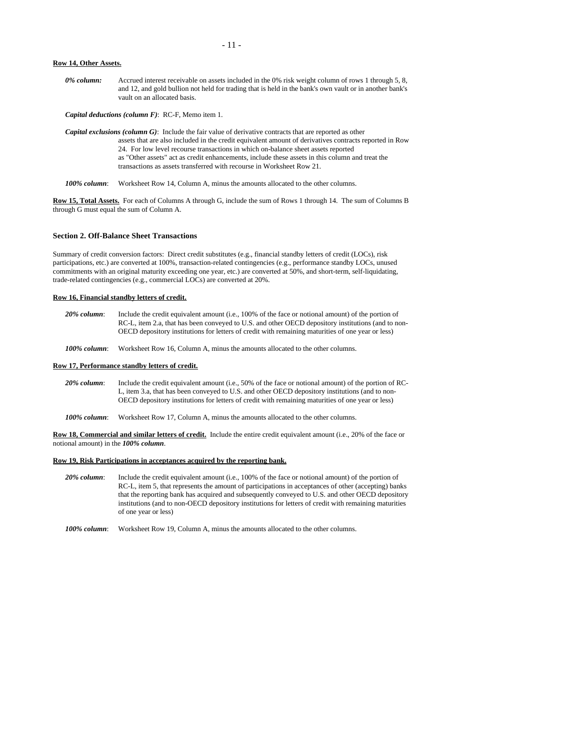**Row 14, Other Assets.**

*0% column:* Accrued interest receivable on assets included in the 0% risk weight column of rows 1 through 5, 8, and 12, and gold bullion not held for trading that is held in the bank's own vault or in another bank's vault on an allocated basis.

*Capital deductions (column F)*: RC-F, Memo item 1.

*Capital exclusions (column G)*: Include the fair value of derivative contracts that are reported as other assets that are also included in the credit equivalent amount of derivatives contracts reported in Row 24. For low level recourse transactions in which on-balance sheet assets reported as "Other assets" act as credit enhancements, include these assets in this column and treat the transactions as assets transferred with recourse in Worksheet Row 21.

*100% column*: Worksheet Row 14, Column A, minus the amounts allocated to the other columns.

**Row 15, Total Assets.** For each of Columns A through G, include the sum of Rows 1 through 14. The sum of Columns B through G must equal the sum of Column A.

### Section 2. Off-Balance Sheet Transactions

Summary of credit conversion factors: Direct credit substitutes (e.g., financial standby letters of credit (LOCs), risk participations, etc.) are converted at 100%, transaction-related contingencies (e.g., performance standby LOCs, unused commitments with an original maturity exceeding one year, etc.) are converted at 50%, and short-term, self-liquidating, trade-related contingencies (e.g., commercial LOCs) are converted at 20%.

**Row 16, Financial standby letters of credit.**

*20% column*: Include the credit equivalent amount (i.e., 100% of the face or notional amount) of the portion of RC-L, item 2.a, that has been conveyed to U.S. and other OECD depository institutions (and to non-OECD depository institutions for letters of credit with remaining maturities of one year or less)

*100% column*: Worksheet Row 16, Column A, minus the amounts allocated to the other columns.

**Row 17, Performance standby letters of credit.**

*20% column*: Include the credit equivalent amount (i.e., 50% of the face or notional amount) of the portion of RC-L, item 3.a, that has been conveyed to U.S. and other OECD depository institutions (and to non-OECD depository institutions for letters of credit with remaining maturities of one year or less)

*100% column*: Worksheet Row 17, Column A, minus the amounts allocated to the other columns.

**Row 18, Commercial and similar letters of credit.** Include the entire credit equivalent amount (i.e., 20% of the face or notional amount) in the ***100% column***.

**Row 19, Risk Participations in acceptances acquired by the reporting bank.**

*20% column*: Include the credit equivalent amount (i.e., 100% of the face or notional amount) of the portion of RC-L, item 5, that represents the amount of participations in acceptances of other (accepting) banks that the reporting bank has acquired and subsequently conveyed to U.S. and other OECD depository institutions (and to non-OECD depository institutions for letters of credit with remaining maturities of one year or less)

*100% column*: Worksheet Row 19, Column A, minus the amounts allocated to the other columns.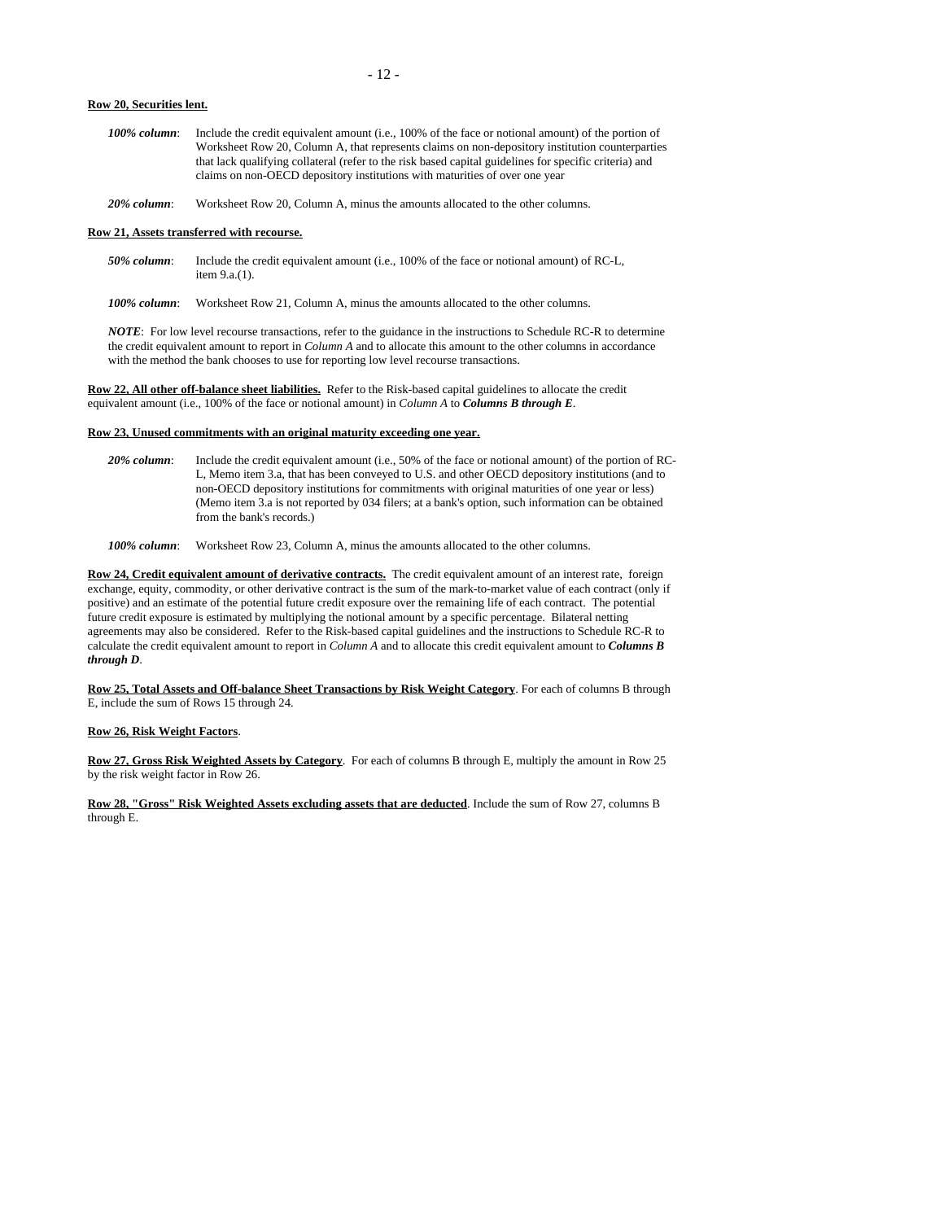**Row 20, Securities lent.**

***100% column***: Include the credit equivalent amount (i.e., 100% of the face or notional amount) of the portion of Worksheet Row 20, Column A, that represents claims on non-depository institution counterparties that lack qualifying collateral (refer to the risk based capital guidelines for specific criteria) and claims on non-OECD depository institutions with maturities of over one year

***20% column***: Worksheet Row 20, Column A, minus the amounts allocated to the other columns.

**Row 21, Assets transferred with recourse.**

***50% column***: Include the credit equivalent amount (i.e., 100% of the face or notional amount) of RC-L, item 9.a.(1).

***100% column***: Worksheet Row 21, Column A, minus the amounts allocated to the other columns.

***NOTE***: For low level recourse transactions, refer to the guidance in the instructions to Schedule RC-R to determine the credit equivalent amount to report in *Column A* and to allocate this amount to the other columns in accordance with the method the bank chooses to use for reporting low level recourse transactions.

**Row 22, All other off-balance sheet liabilities.** Refer to the Risk-based capital guidelines to allocate the credit equivalent amount (i.e., 100% of the face or notional amount) in *Column A* to ***Columns B through E***.

**Row 23, Unused commitments with an original maturity exceeding one year.**

***20% column***: Include the credit equivalent amount (i.e., 50% of the face or notional amount) of the portion of RC-L, Memo item 3.a, that has been conveyed to U.S. and other OECD depository institutions (and to non-OECD depository institutions for commitments with original maturities of one year or less) (Memo item 3.a is not reported by 034 filers; at a bank's option, such information can be obtained from the bank's records.)

***100% column***: Worksheet Row 23, Column A, minus the amounts allocated to the other columns.

**Row 24, Credit equivalent amount of derivative contracts.** The credit equivalent amount of an interest rate, foreign exchange, equity, commodity, or other derivative contract is the sum of the mark-to-market value of each contract (only if positive) and an estimate of the potential future credit exposure over the remaining life of each contract. The potential future credit exposure is estimated by multiplying the notional amount by a specific percentage. Bilateral netting agreements may also be considered. Refer to the Risk-based capital guidelines and the instructions to Schedule RC-R to calculate the credit equivalent amount to report in *Column A* and to allocate this credit equivalent amount to ***Columns B through D***.

**Row 25, Total Assets and Off-balance Sheet Transactions by Risk Weight Category**. For each of columns B through E, include the sum of Rows 15 through 24.

**Row 26, Risk Weight Factors**.

**Row 27, Gross Risk Weighted Assets by Category**. For each of columns B through E, multiply the amount in Row 25 by the risk weight factor in Row 26.

**Row 28, "Gross" Risk Weighted Assets excluding assets that are deducted**. Include the sum of Row 27, columns B through E.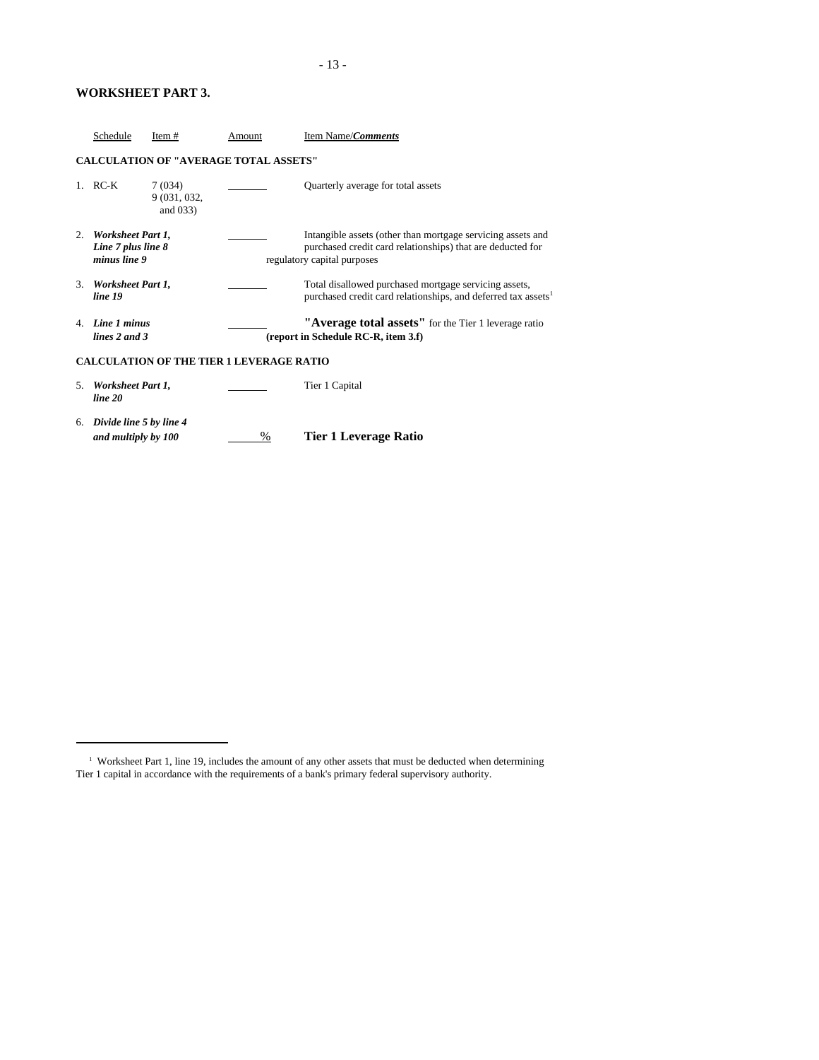## WORKSHEET PART 3.

| | Schedule | Item # | Amount | Item Name/***Comments*** |
|---|---|---|---|---|
| | **CALCULATION OF "AVERAGE TOTAL ASSETS"** | | | |
| 1. | RC-K | 7 (034)<br>9 (031, 032, and 033) | _______ | Quarterly average for total assets |
| 2. | ***Worksheet Part 1, Line 7 plus line 8 minus line 9*** | | _______ | Intangible assets (other than mortgage servicing assets and purchased credit card relationships) that are deducted for regulatory capital purposes |
| 3. | ***Worksheet Part 1, line 19*** | | _______ | Total disallowed purchased mortgage servicing assets, purchased credit card relationships, and deferred tax assets[1] |
| 4. | ***Line 1 minus lines 2 and 3*** | | _______ | **"Average total assets"** for the Tier 1 leverage ratio **(report in Schedule RC-R, item 3.f)** |
| | **CALCULATION OF THE TIER 1 LEVERAGE RATIO** | | | |
| 5. | ***Worksheet Part 1, line 20*** | | _______ | Tier 1 Capital |
| 6. | ***Divide line 5 by line 4 and multiply by 100*** | | _______% | **Tier 1 Leverage Ratio** |

[1] Worksheet Part 1, line 19, includes the amount of any other assets that must be deducted when determining Tier 1 capital in accordance with the requirements of a bank's primary federal supervisory authority.